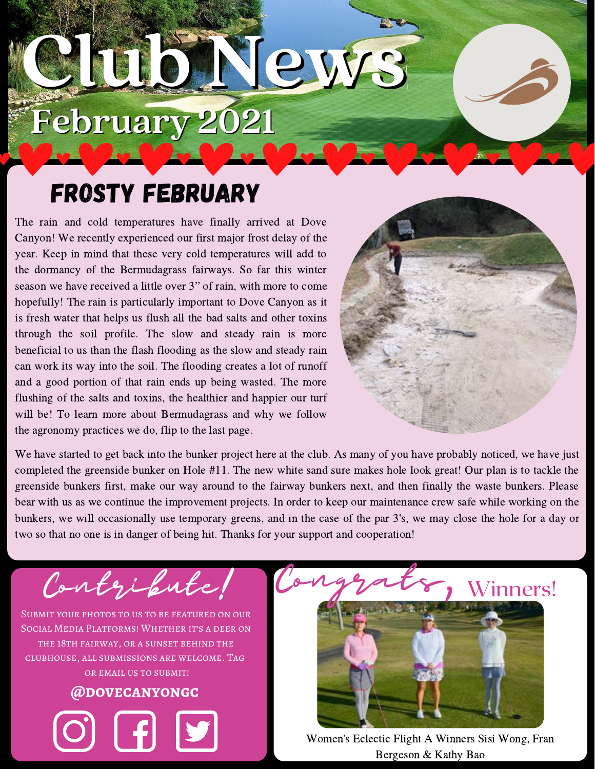# Club News

## February 2021

### FROSTY FEBRUARY

The rain and cold temperatures have finally arrived at Dove Canyon! We recently experienced our first major frost delay of the year. Keep in mind that these very cold temperatures will add to the dormancy of the Bermudagrass fairways. So far this winter season we have received a little over 3” of rain, with more to come hopefully! The rain is particularly important to Dove Canyon as it is fresh water that helps us flush all the bad salts and other toxins through the soil profile. The slow and steady rain is more beneficial to us than the flash flooding as the slow and steady rain can work its way into the soil. The flooding creates a lot of runoff and a good portion of that rain ends up being wasted. The more flushing of the salts and toxins, the healthier and happier our turf will be! To learn more about Bermudagrass and why we follow the agronomy practices we do, flip to the last page.

We have started to get back into the bunker project here at the club. As many of you have probably noticed, we have just completed the greenside bunker on Hole #11. The new white sand sure makes hole look great! Our plan is to tackle the greenside bunkers first, make our way around to the fairway bunkers next, and then finally the waste bunkers. Please bear with us as we continue the improvement projects. In order to keep our maintenance crew safe while working on the bunkers, we will occasionally use temporary greens, and in the case of the par 3's, we may close the hole for a day or two so that no one is in danger of being hit. Thanks for your support and cooperation!

### Contribute!

Submit your photos to us to be featured on our Social Media Platforms! Whether it's a deer on the 18th fairway, or a sunset behind the clubhouse, all submissions are welcome. Tag or email us to submit!

**@DOVECANYONGC**

### Congrats, Winners!

Women's Eclectic Flight A Winners Sisi Wong, Fran Bergeson & Kathy Bao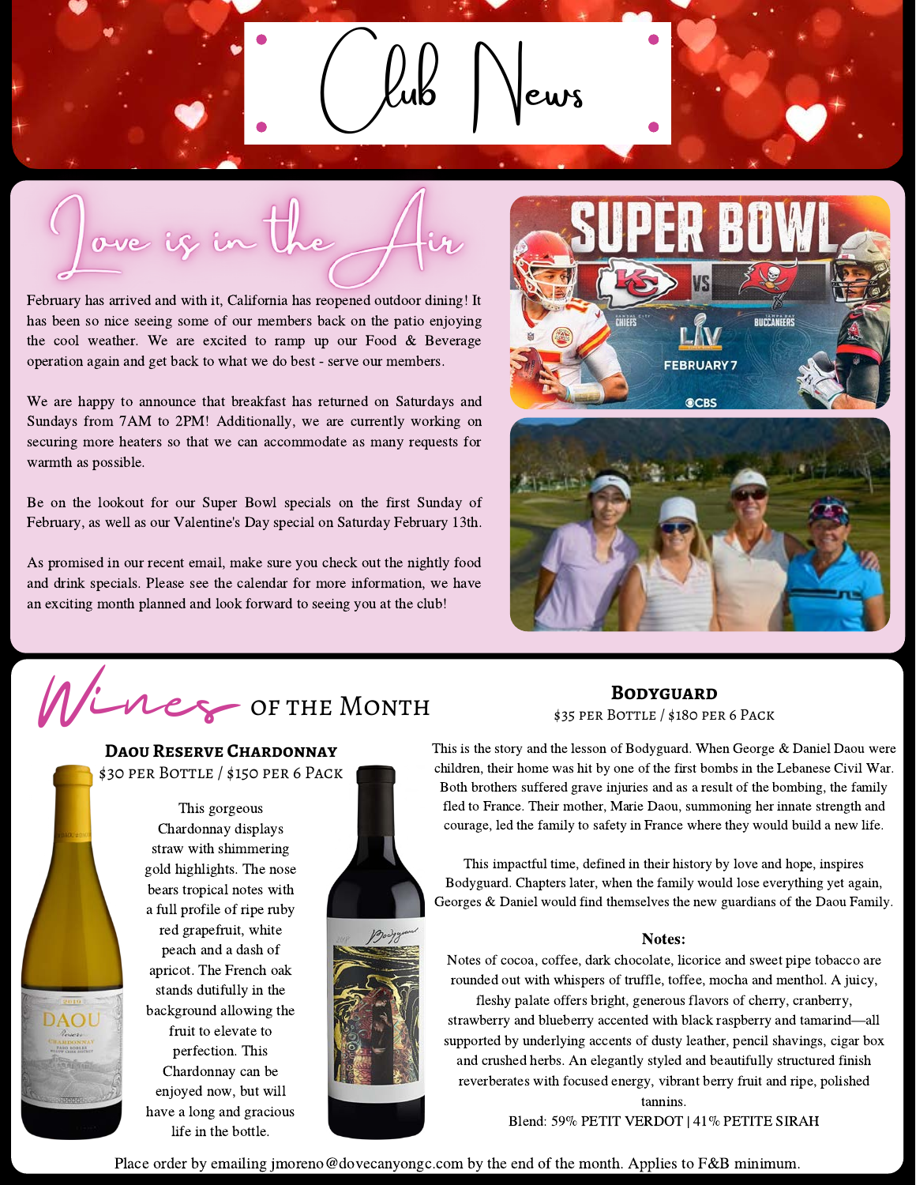# Club News

## Love is in the Air

February has arrived and with it, California has reopened outdoor dining! It has been so nice seeing some of our members back on the patio enjoying the cool weather. We are excited to ramp up our Food & Beverage operation again and get back to what we do best - serve our members.

We are happy to announce that breakfast has returned on Saturdays and Sundays from 7AM to 2PM! Additionally, we are currently working on securing more heaters so that we can accommodate as many requests for warmth as possible.

Be on the lookout for our Super Bowl specials on the first Sunday of February, as well as our Valentine's Day special on Saturday February 13th.

As promised in our recent email, make sure you check out the nightly food and drink specials. Please see the calendar for more information, we have an exciting month planned and look forward to seeing you at the club!

## Wines of the Month

### Daou Reserve Chardonnay

$30 per Bottle / $150 per 6 Pack

This gorgeous Chardonnay displays straw with shimmering gold highlights. The nose bears tropical notes with a full profile of ripe ruby red grapefruit, white peach and a dash of apricot. The French oak stands dutifully in the background allowing the fruit to elevate to perfection. This Chardonnay can be enjoyed now, but will have a long and gracious life in the bottle.

### Bodyguard

$35 per Bottle / $180 per 6 Pack

This is the story and the lesson of Bodyguard. When George & Daniel Daou were children, their home was hit by one of the first bombs in the Lebanese Civil War. Both brothers suffered grave injuries and as a result of the bombing, the family fled to France. Their mother, Marie Daou, summoning her innate strength and courage, led the family to safety in France where they would build a new life.

This impactful time, defined in their history by love and hope, inspires Bodyguard. Chapters later, when the family would lose everything yet again, Georges & Daniel would find themselves the new guardians of the Daou Family.

**Notes:**

Notes of cocoa, coffee, dark chocolate, licorice and sweet pipe tobacco are rounded out with whispers of truffle, toffee, mocha and menthol. A juicy, fleshy palate offers bright, generous flavors of cherry, cranberry, strawberry and blueberry accented with black raspberry and tamarind—all supported by underlying accents of dusty leather, pencil shavings, cigar box and crushed herbs. An elegantly styled and beautifully structured finish reverberates with focused energy, vibrant berry fruit and ripe, polished tannins.

Blend: 59% PETIT VERDOT | 41% PETITE SIRAH

Place order by emailing jmoreno@dovecanyongc.com by the end of the month. Applies to F&B minimum.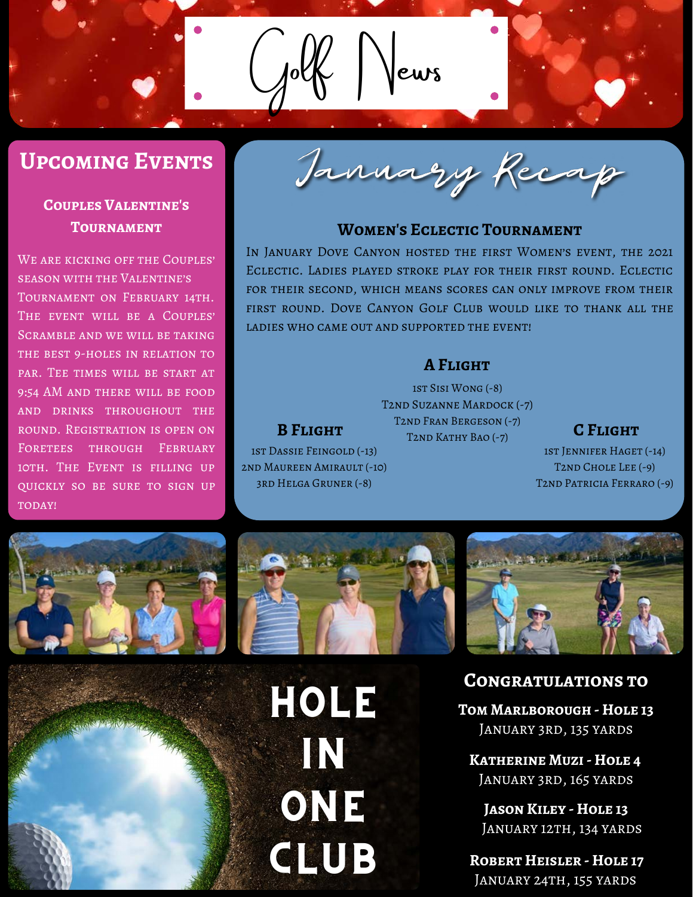# Golf News

## Upcoming Events

### Couples Valentine's Tournament

We are kicking off the Couples' season with the Valentine's Tournament on February 14th. The event will be a Couples' Scramble and we will be taking the best 9-holes in relation to par. Tee times will be start at 9:54 AM and there will be food and drinks throughout the round. Registration is open on Foretees through February 10th. The Event is filling up quickly so be sure to sign up today!

## January Recap

### Women's Eclectic Tournament

In January Dove Canyon hosted the first Women's event, the 2021 Eclectic. Ladies played stroke play for their first round. Eclectic for their second, which means scores can only improve from their first round. Dove Canyon Golf Club would like to thank all the ladies who came out and supported the event!

**A Flight**

1st Sisi Wong (-8)
T2nd Suzanne Mardock (-7)
T2nd Fran Bergeson (-7)
T2nd Kathy Bao (-7)

**B Flight**

1st Dassie Feingold (-13)
2nd Maureen Amirault (-10)
3rd Helga Gruner (-8)

**C Flight**

1st Jennifer Haget (-14)
T2nd Chole Lee (-9)
T2nd Patricia Ferraro (-9)

## Hole in One Club

### Congratulations to

**Tom Marlborough - Hole 13**
January 3rd, 135 yards

**Katherine Muzi - Hole 4**
January 3rd, 165 yards

**Jason Kiley - Hole 13**
January 12th, 134 yards

**Robert Heisler - Hole 17**
January 24th, 155 yards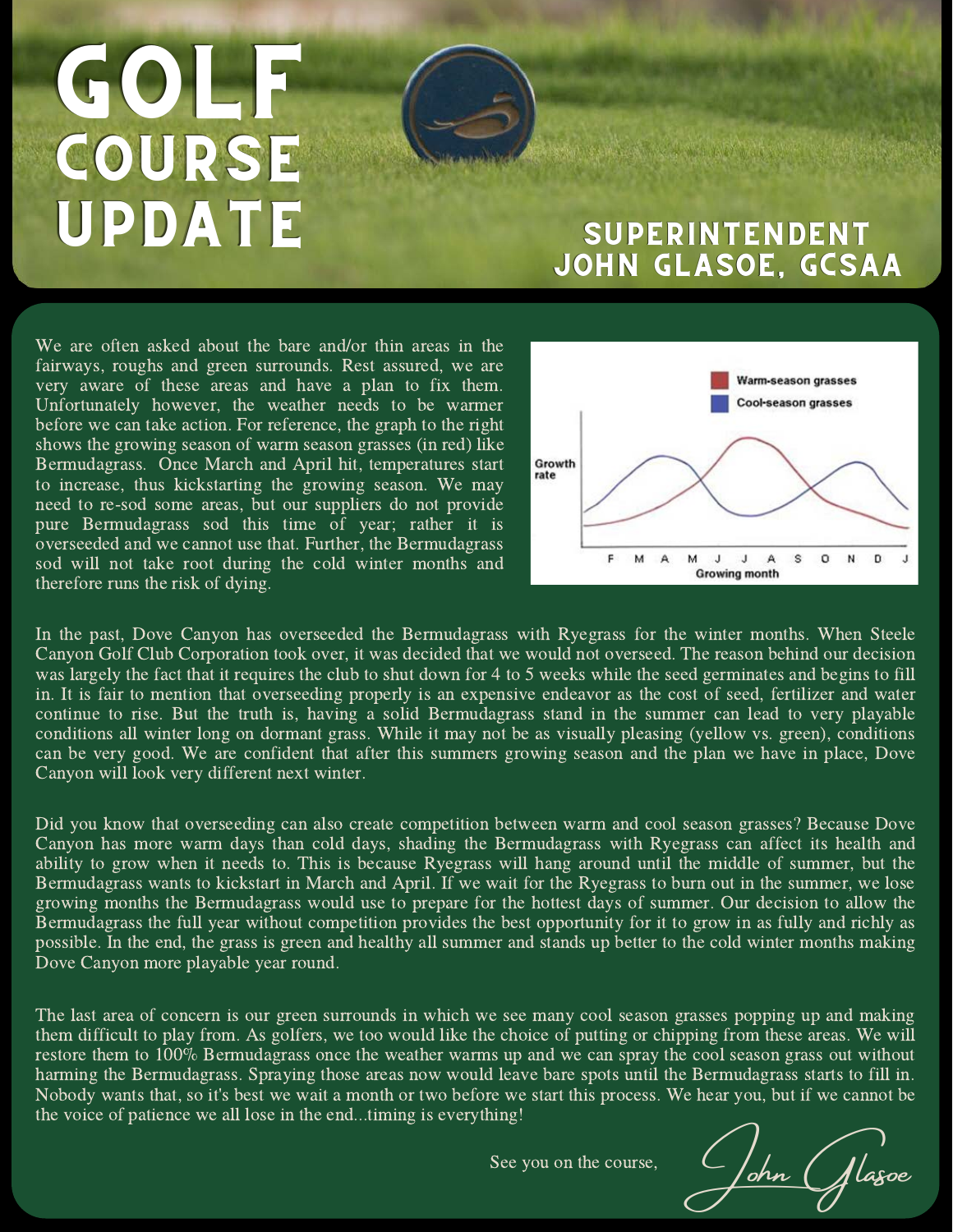# GOLF COURSE UPDATE

## SUPERINTENDENT JOHN GLASOE, GCSAA

We are often asked about the bare and/or thin areas in the fairways, roughs and green surrounds. Rest assured, we are very aware of these areas and have a plan to fix them. Unfortunately however, the weather needs to be warmer before we can take action. For reference, the graph to the right shows the growing season of warm season grasses (in red) like Bermudagrass. Once March and April hit, temperatures start to increase, thus kickstarting the growing season. We may need to re-sod some areas, but our suppliers do not provide pure Bermudagrass sod this time of year; rather it is overseeded and we cannot use that. Further, the Bermudagrass sod will not take root during the cold winter months and therefore runs the risk of dying.

Warm-season grasses
Cool-season grasses
Growth rate
F M A M J J A S O N D J
Growing month

In the past, Dove Canyon has overseeded the Bermudagrass with Ryegrass for the winter months. When Steele Canyon Golf Club Corporation took over, it was decided that we would not overseed. The reason behind our decision was largely the fact that it requires the club to shut down for 4 to 5 weeks while the seed germinates and begins to fill in. It is fair to mention that overseeding properly is an expensive endeavor as the cost of seed, fertilizer and water continue to rise. But the truth is, having a solid Bermudagrass stand in the summer can lead to very playable conditions all winter long on dormant grass. While it may not be as visually pleasing (yellow vs. green), conditions can be very good. We are confident that after this summers growing season and the plan we have in place, Dove Canyon will look very different next winter.

Did you know that overseeding can also create competition between warm and cool season grasses? Because Dove Canyon has more warm days than cold days, shading the Bermudagrass with Ryegrass can affect its health and ability to grow when it needs to. This is because Ryegrass will hang around until the middle of summer, but the Bermudagrass wants to kickstart in March and April. If we wait for the Ryegrass to burn out in the summer, we lose growing months the Bermudagrass would use to prepare for the hottest days of summer. Our decision to allow the Bermudagrass the full year without competition provides the best opportunity for it to grow in as fully and richly as possible. In the end, the grass is green and healthy all summer and stands up better to the cold winter months making Dove Canyon more playable year round.

The last area of concern is our green surrounds in which we see many cool season grasses popping up and making them difficult to play from. As golfers, we too would like the choice of putting or chipping from these areas. We will restore them to 100% Bermudagrass once the weather warms up and we can spray the cool season grass out without harming the Bermudagrass. Spraying those areas now would leave bare spots until the Bermudagrass starts to fill in. Nobody wants that, so it's best we wait a month or two before we start this process. We hear you, but if we cannot be the voice of patience we all lose in the end...timing is everything!

See you on the course,

John Glasoe